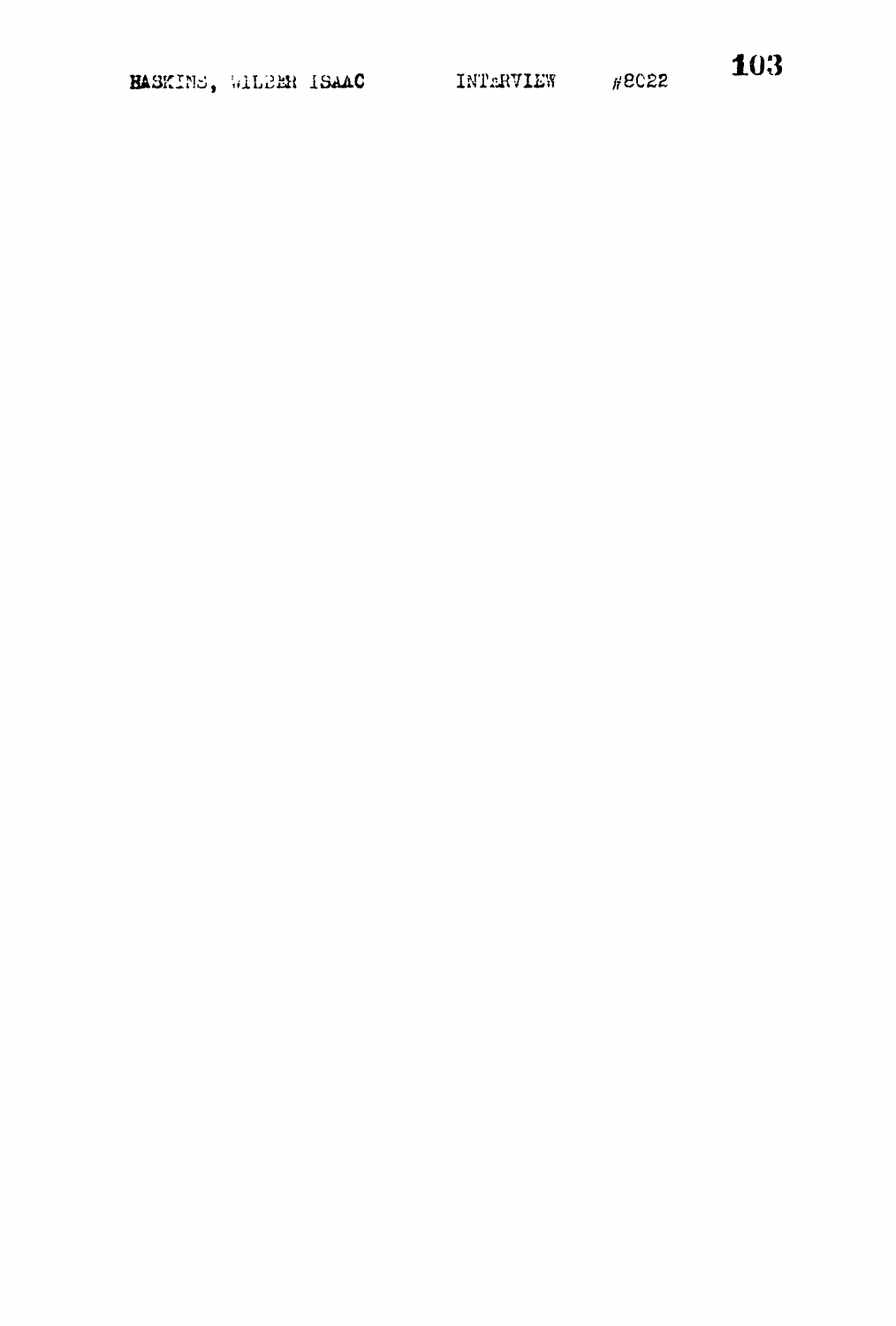HASKINS, WILBER ISAAC INTERVIEW #8022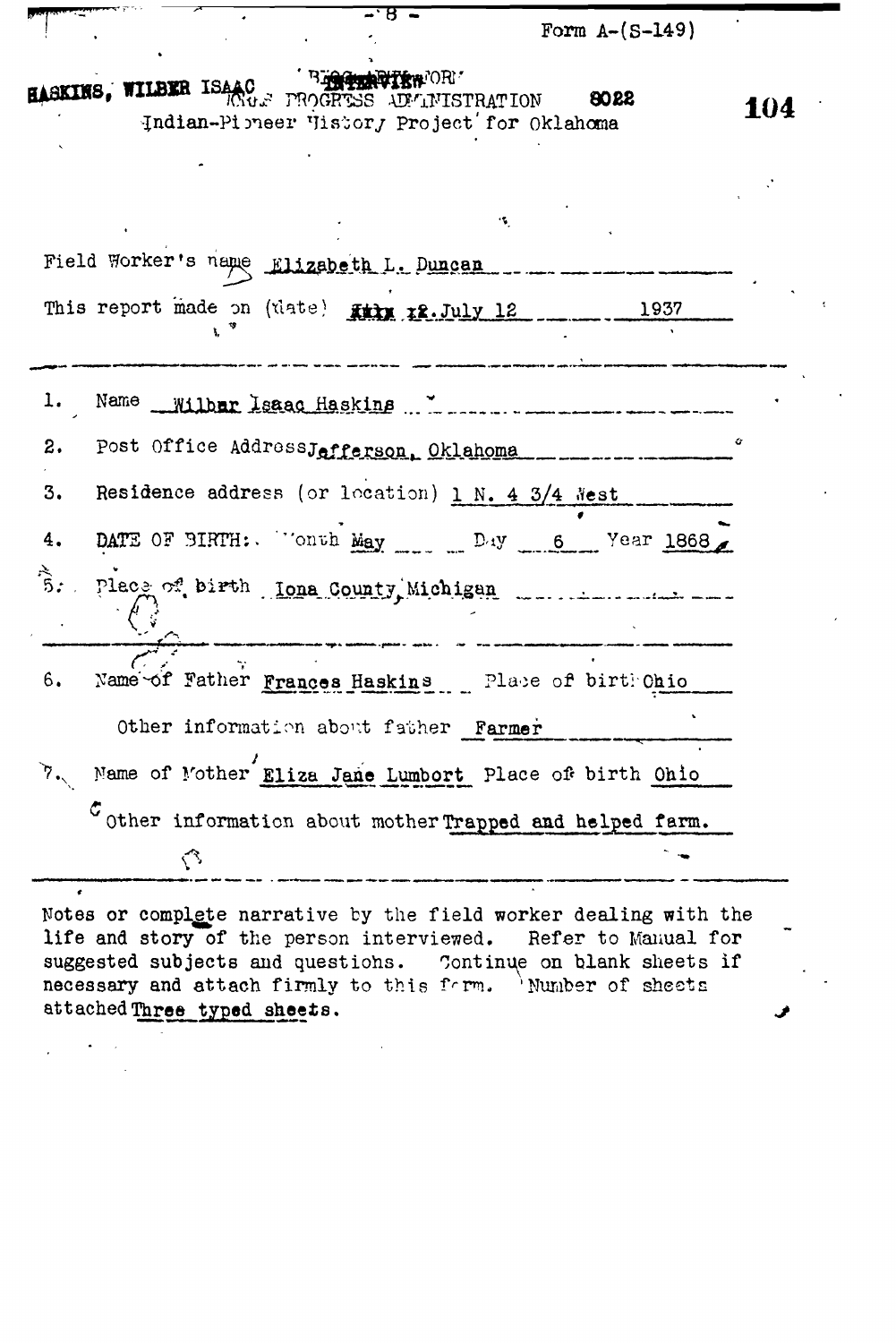Form A-(S-149)

HASKINS, WILBER ISAAC — BIOGRAPHY FORM — WORKS PROGRESS ADMINISTRATION — 8022

Indian-Pioneer History Project for Oklahoma

Field Worker's name Elizabeth L. Duncan

This report made on (date) ~~July 12~~ July 12 1937

---

1. Name Wilbur Isaac Haskins
2. Post Office Address Jefferson, Oklahoma
3. Residence address (or location) 1 N. 4 3/4 West
4. DATE OF BIRTH: Month May Day 6 Year 1868
5. Place of birth Iona County, Michigan

---

6. Name of Father Frances Haskins Place of birth Ohio

   Other information about father Farmer

7. Name of Mother Eliza Jane Lumbort Place of birth Ohio

   Other information about mother Trapped and helped farm.

---

Notes or complete narrative by the field worker dealing with the life and story of the person interviewed. Refer to Manual for suggested subjects and questions. Continue on blank sheets if necessary and attach firmly to this form. Number of sheets attached Three typed sheets.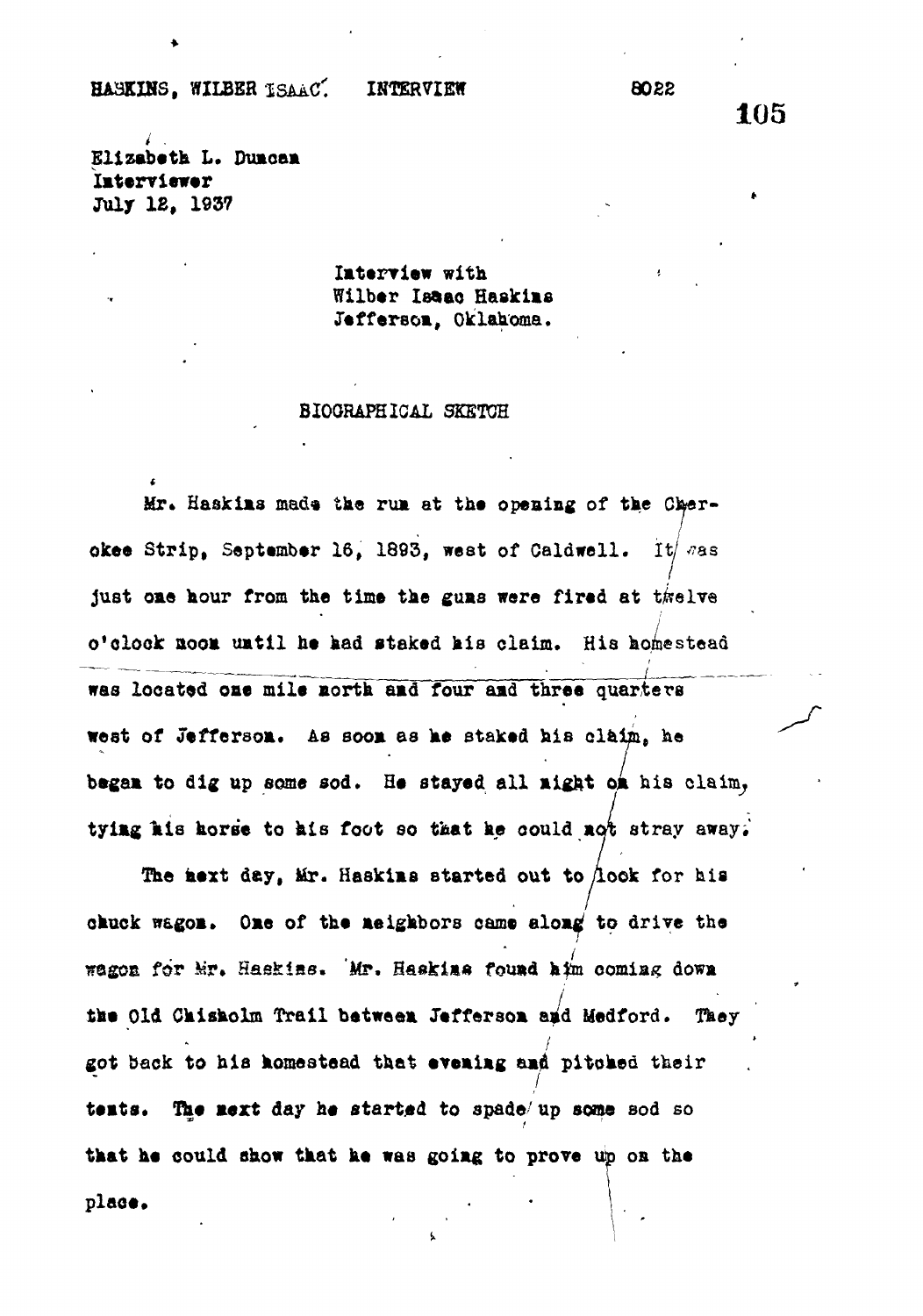HASKINS, WILBER ISAAC. INTERVIEW 8022

Elizabeth L. Duncan
Interviewer
July 12, 1937

Interview with
Wilber Isaac Haskins
Jefferson, Oklahoma.

BIOGRAPHICAL SKETCH

Mr. Haskins made the run at the opening of the Cherokee Strip, September 16, 1893, west of Caldwell. It was just one hour from the time the guns were fired at twelve o'clock noon until he had staked his claim. His homestead was located one mile north and four and three quarters west of Jefferson. As soon as he staked his claim, he began to dig up some sod. He stayed all night on his claim, tying his horse to his foot so that he could not stray away.

The next day, Mr. Haskins started out to look for his chuck wagon. One of the neighbors came along to drive the wagon for Mr. Haskins. Mr. Haskins found him coming down the Old Chisholm Trail between Jefferson and Medford. They got back to his homestead that evening and pitched their tents. The next day he started to spade up some sod so that he could show that he was going to prove up on the place.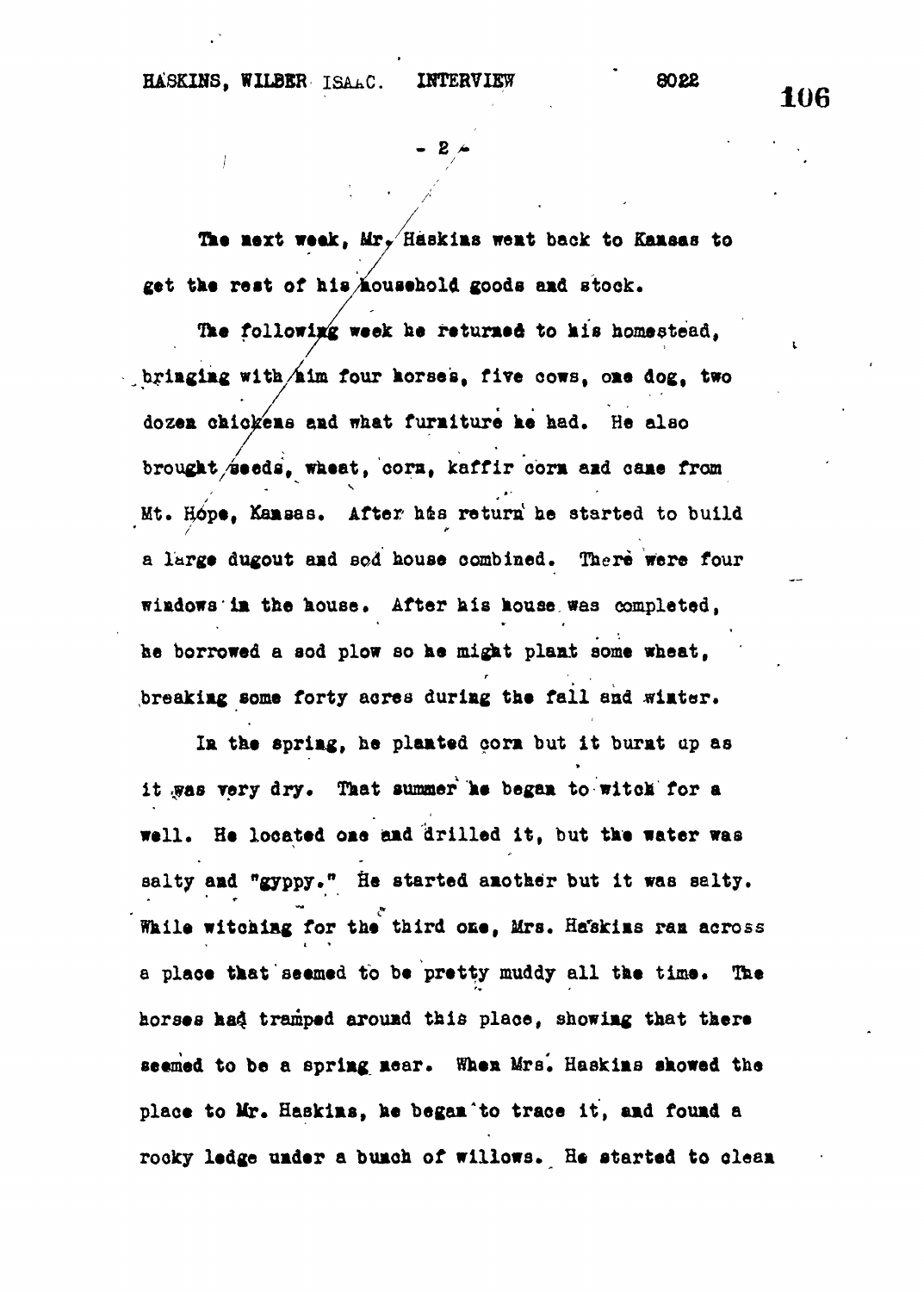The next week, Mr. Haskins went back to Kansas to get the rest of his household goods and stock.

The following week he returned to his homestead, bringing with him four horses, five cows, one dog, two dozen chickens and what furniture he had. He also brought seeds, wheat, corn, kaffir corn and cane from Mt. Hope, Kansas. After his return he started to build a large dugout and sod house combined. There were four windows in the house. After his house was completed, he borrowed a sod plow so he might plant some wheat, breaking some forty acres during the fall and winter.

In the spring, he planted corn but it burnt up as it was very dry. That summer he began to witch for a well. He located one and drilled it, but the water was salty and "gyppy." He started another but it was salty. While witching for the third one, Mrs. Haskins ran across a place that seemed to be pretty muddy all the time. The horses had tramped around this place, showing that there seemed to be a spring near. When Mrs. Haskins showed the place to Mr. Haskins, he began to trace it, and found a rocky ledge under a bunch of willows. He started to clean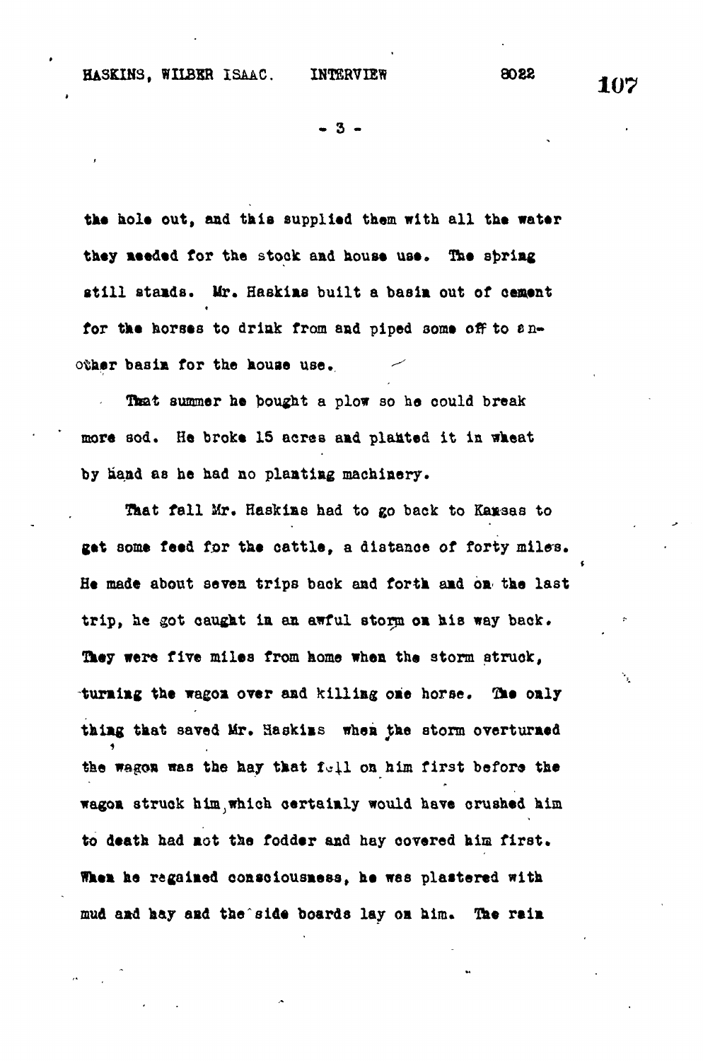the hole out, and this supplied them with all the water they needed for the stock and house use. The spring still stands. Mr. Haskins built a basin out of cement for the horses to drink from and piped some off to another basin for the house use.

That summer he bought a plow so he could break more sod. He broke 15 acres and planted it in wheat by hand as he had no planting machinery.

That fall Mr. Haskins had to go back to Kansas to get some feed for the cattle, a distance of forty miles. He made about seven trips back and forth and on the last trip, he got caught in an awful storm on his way back. They were five miles from home when the storm struck, turning the wagon over and killing one horse. The only thing that saved Mr. Haskins when the storm overturned the wagon was the hay that fell on him first before the wagon struck him, which certainly would have crushed him to death had not the fodder and hay covered him first. When he regained consciousness, he was plastered with mud and hay and the side boards lay on him. The rain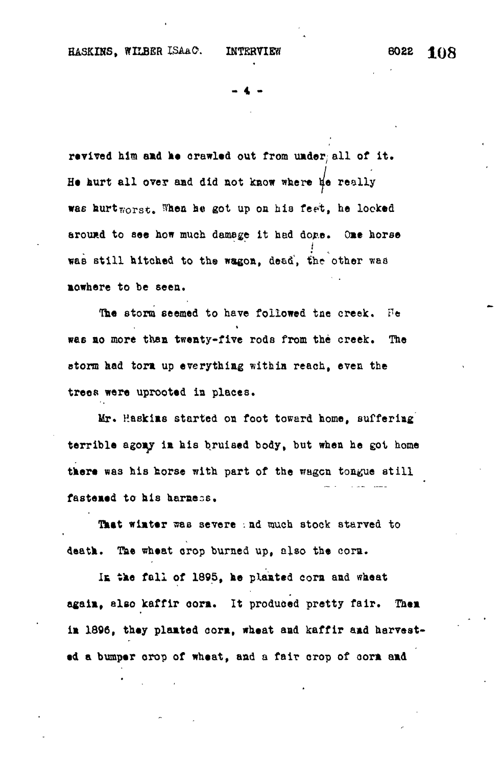revived him and he crawled out from under all of it. He hurt all over and did not know where he really was hurt worst. When he got up on his feet, he looked around to see how much damage it had done. One horse was still hitched to the wagon, dead, the other was nowhere to be seen.

The storm seemed to have followed the creek. He was no more than twenty-five rods from the creek. The storm had torn up everything within reach, even the trees were uprooted in places.

Mr. Haskins started on foot toward home, suffering terrible agony in his bruised body, but when he got home there was his horse with part of the wagon tongue still fastened to his harness.

That winter was severe and much stock starved to death. The wheat crop burned up, also the corn.

In the fall of 1895, he planted corn and wheat again, also kaffir corn. It produced pretty fair. Then in 1896, they planted corn, wheat and kaffir and harvested a bumper crop of wheat, and a fair crop of corn and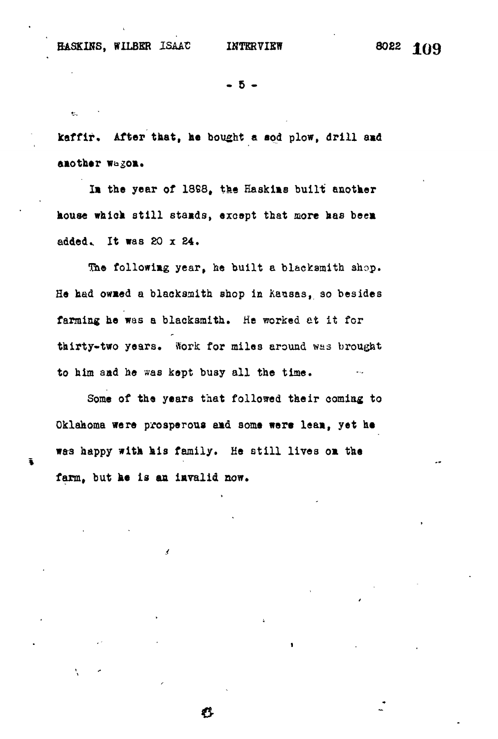kaffir. After that, he bought a sod plow, drill and another wagon.

In the year of 1898, the Haskins built another house which still stands, except that more has been added. It was 20 x 24.

The following year, he built a blacksmith shop. He had owned a blacksmith shop in Kansas, so besides farming he was a blacksmith. He worked at it for thirty-two years. Work for miles around was brought to him and he was kept busy all the time.

Some of the years that followed their coming to Oklahoma were prosperous and some were lean, yet he was happy with his family. He still lives on the farm, but he is an invalid now.